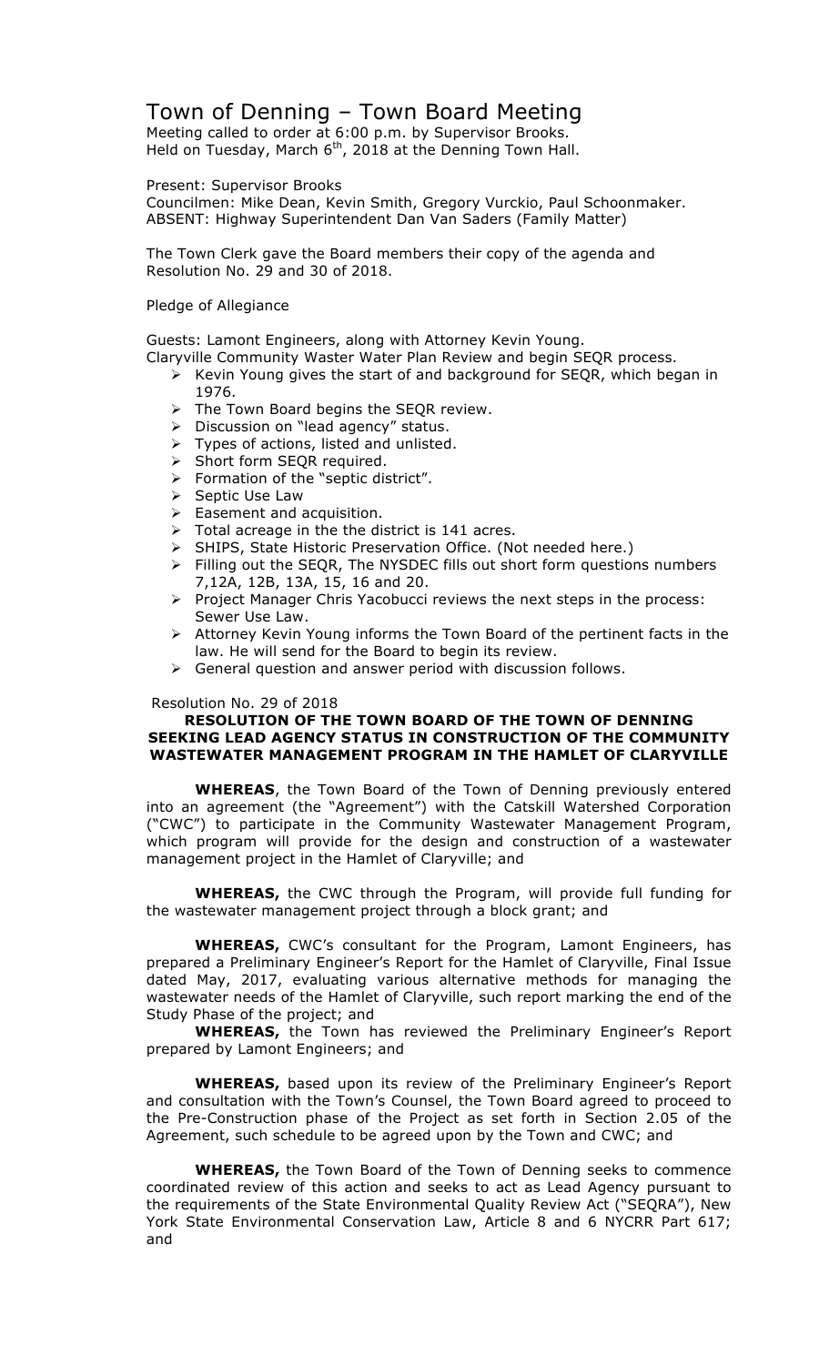# Town of Denning – Town Board Meeting

Meeting called to order at 6:00 p.m. by Supervisor Brooks.
Held on Tuesday, March 6th, 2018 at the Denning Town Hall.

Present: Supervisor Brooks
Councilmen: Mike Dean, Kevin Smith, Gregory Vurckio, Paul Schoonmaker.
ABSENT: Highway Superintendent Dan Van Saders (Family Matter)

The Town Clerk gave the Board members their copy of the agenda and Resolution No. 29 and 30 of 2018.

Pledge of Allegiance

Guests: Lamont Engineers, along with Attorney Kevin Young.
Claryville Community Waster Water Plan Review and begin SEQR process.

- Kevin Young gives the start of and background for SEQR, which began in 1976.
- The Town Board begins the SEQR review.
- Discussion on "lead agency" status.
- Types of actions, listed and unlisted.
- Short form SEQR required.
- Formation of the "septic district".
- Septic Use Law
- Easement and acquisition.
- Total acreage in the the district is 141 acres.
- SHIPS, State Historic Preservation Office. (Not needed here.)
- Filling out the SEQR, The NYSDEC fills out short form questions numbers 7,12A, 12B, 13A, 15, 16 and 20.
- Project Manager Chris Yacobucci reviews the next steps in the process: Sewer Use Law.
- Attorney Kevin Young informs the Town Board of the pertinent facts in the law. He will send for the Board to begin its review.
- General question and answer period with discussion follows.

Resolution No. 29 of 2018

**RESOLUTION OF THE TOWN BOARD OF THE TOWN OF DENNING SEEKING LEAD AGENCY STATUS IN CONSTRUCTION OF THE COMMUNITY WASTEWATER MANAGEMENT PROGRAM IN THE HAMLET OF CLARYVILLE**

**WHEREAS**, the Town Board of the Town of Denning previously entered into an agreement (the "Agreement") with the Catskill Watershed Corporation ("CWC") to participate in the Community Wastewater Management Program, which program will provide for the design and construction of a wastewater management project in the Hamlet of Claryville; and

**WHEREAS,** the CWC through the Program, will provide full funding for the wastewater management project through a block grant; and

**WHEREAS,** CWC's consultant for the Program, Lamont Engineers, has prepared a Preliminary Engineer's Report for the Hamlet of Claryville, Final Issue dated May, 2017, evaluating various alternative methods for managing the wastewater needs of the Hamlet of Claryville, such report marking the end of the Study Phase of the project; and

**WHEREAS,** the Town has reviewed the Preliminary Engineer's Report prepared by Lamont Engineers; and

**WHEREAS,** based upon its review of the Preliminary Engineer's Report and consultation with the Town's Counsel, the Town Board agreed to proceed to the Pre-Construction phase of the Project as set forth in Section 2.05 of the Agreement, such schedule to be agreed upon by the Town and CWC; and

**WHEREAS,** the Town Board of the Town of Denning seeks to commence coordinated review of this action and seeks to act as Lead Agency pursuant to the requirements of the State Environmental Quality Review Act ("SEQRA"), New York State Environmental Conservation Law, Article 8 and 6 NYCRR Part 617; and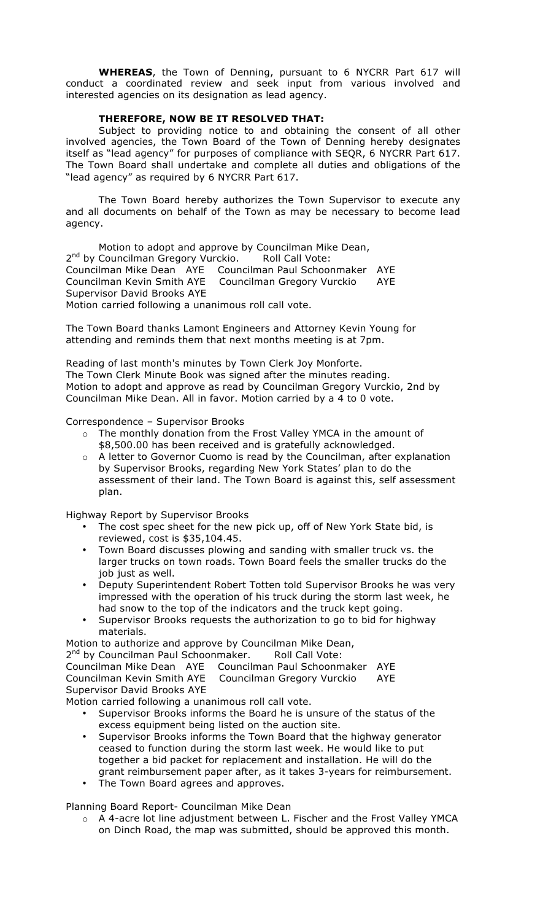**WHEREAS**, the Town of Denning, pursuant to 6 NYCRR Part 617 will conduct a coordinated review and seek input from various involved and interested agencies on its designation as lead agency.

**THEREFORE, NOW BE IT RESOLVED THAT:**

Subject to providing notice to and obtaining the consent of all other involved agencies, the Town Board of the Town of Denning hereby designates itself as "lead agency" for purposes of compliance with SEQR, 6 NYCRR Part 617. The Town Board shall undertake and complete all duties and obligations of the "lead agency" as required by 6 NYCRR Part 617.

The Town Board hereby authorizes the Town Supervisor to execute any and all documents on behalf of the Town as may be necessary to become lead agency.

Motion to adopt and approve by Councilman Mike Dean,
2nd by Councilman Gregory Vurckio. Roll Call Vote:
Councilman Mike Dean AYE Councilman Paul Schoonmaker AYE
Councilman Kevin Smith AYE Councilman Gregory Vurckio AYE
Supervisor David Brooks AYE
Motion carried following a unanimous roll call vote.

The Town Board thanks Lamont Engineers and Attorney Kevin Young for attending and reminds them that next months meeting is at 7pm.

Reading of last month's minutes by Town Clerk Joy Monforte.
The Town Clerk Minute Book was signed after the minutes reading.
Motion to adopt and approve as read by Councilman Gregory Vurckio, 2nd by Councilman Mike Dean. All in favor. Motion carried by a 4 to 0 vote.

Correspondence – Supervisor Brooks

- The monthly donation from the Frost Valley YMCA in the amount of $8,500.00 has been received and is gratefully acknowledged.
- A letter to Governor Cuomo is read by the Councilman, after explanation by Supervisor Brooks, regarding New York States' plan to do the assessment of their land. The Town Board is against this, self assessment plan.

Highway Report by Supervisor Brooks

- The cost spec sheet for the new pick up, off of New York State bid, is reviewed, cost is $35,104.45.
- Town Board discusses plowing and sanding with smaller truck vs. the larger trucks on town roads. Town Board feels the smaller trucks do the job just as well.
- Deputy Superintendent Robert Totten told Supervisor Brooks he was very impressed with the operation of his truck during the storm last week, he had snow to the top of the indicators and the truck kept going.
- Supervisor Brooks requests the authorization to go to bid for highway materials.

Motion to authorize and approve by Councilman Mike Dean,
2nd by Councilman Paul Schoonmaker. Roll Call Vote:
Councilman Mike Dean AYE Councilman Paul Schoonmaker AYE
Councilman Kevin Smith AYE Councilman Gregory Vurckio AYE
Supervisor David Brooks AYE
Motion carried following a unanimous roll call vote.

- Supervisor Brooks informs the Board he is unsure of the status of the excess equipment being listed on the auction site.
- Supervisor Brooks informs the Town Board that the highway generator ceased to function during the storm last week. He would like to put together a bid packet for replacement and installation. He will do the grant reimbursement paper after, as it takes 3-years for reimbursement.
- The Town Board agrees and approves.

Planning Board Report- Councilman Mike Dean

- A 4-acre lot line adjustment between L. Fischer and the Frost Valley YMCA on Dinch Road, the map was submitted, should be approved this month.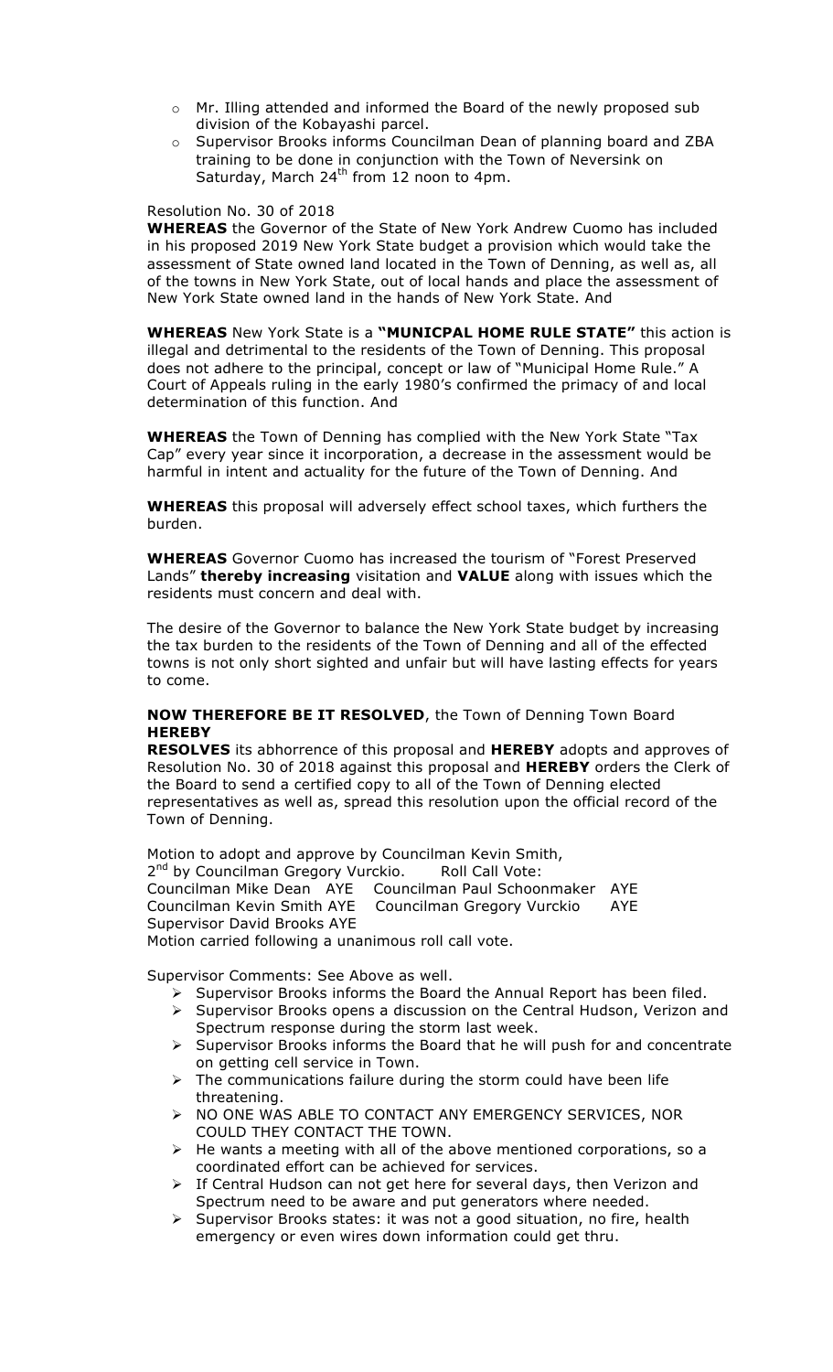- Mr. Illing attended and informed the Board of the newly proposed sub division of the Kobayashi parcel.
- Supervisor Brooks informs Councilman Dean of planning board and ZBA training to be done in conjunction with the Town of Neversink on Saturday, March 24th from 12 noon to 4pm.

Resolution No. 30 of 2018

**WHEREAS** the Governor of the State of New York Andrew Cuomo has included in his proposed 2019 New York State budget a provision which would take the assessment of State owned land located in the Town of Denning, as well as, all of the towns in New York State, out of local hands and place the assessment of New York State owned land in the hands of New York State. And

**WHEREAS** New York State is a **"MUNICPAL HOME RULE STATE"** this action is illegal and detrimental to the residents of the Town of Denning. This proposal does not adhere to the principal, concept or law of "Municipal Home Rule." A Court of Appeals ruling in the early 1980's confirmed the primacy of and local determination of this function. And

**WHEREAS** the Town of Denning has complied with the New York State "Tax Cap" every year since it incorporation, a decrease in the assessment would be harmful in intent and actuality for the future of the Town of Denning. And

**WHEREAS** this proposal will adversely effect school taxes, which furthers the burden.

**WHEREAS** Governor Cuomo has increased the tourism of "Forest Preserved Lands" **thereby increasing** visitation and **VALUE** along with issues which the residents must concern and deal with.

The desire of the Governor to balance the New York State budget by increasing the tax burden to the residents of the Town of Denning and all of the effected towns is not only short sighted and unfair but will have lasting effects for years to come.

**NOW THEREFORE BE IT RESOLVED**, the Town of Denning Town Board **HEREBY**

**RESOLVES** its abhorrence of this proposal and **HEREBY** adopts and approves of Resolution No. 30 of 2018 against this proposal and **HEREBY** orders the Clerk of the Board to send a certified copy to all of the Town of Denning elected representatives as well as, spread this resolution upon the official record of the Town of Denning.

Motion to adopt and approve by Councilman Kevin Smith,
2nd by Councilman Gregory Vurckio. Roll Call Vote:
Councilman Mike Dean AYE Councilman Paul Schoonmaker AYE
Councilman Kevin Smith AYE Councilman Gregory Vurckio AYE
Supervisor David Brooks AYE
Motion carried following a unanimous roll call vote.

Supervisor Comments: See Above as well.

- Supervisor Brooks informs the Board the Annual Report has been filed.
- Supervisor Brooks opens a discussion on the Central Hudson, Verizon and Spectrum response during the storm last week.
- Supervisor Brooks informs the Board that he will push for and concentrate on getting cell service in Town.
- The communications failure during the storm could have been life threatening.
- NO ONE WAS ABLE TO CONTACT ANY EMERGENCY SERVICES, NOR COULD THEY CONTACT THE TOWN.
- He wants a meeting with all of the above mentioned corporations, so a coordinated effort can be achieved for services.
- If Central Hudson can not get here for several days, then Verizon and Spectrum need to be aware and put generators where needed.
- Supervisor Brooks states: it was not a good situation, no fire, health emergency or even wires down information could get thru.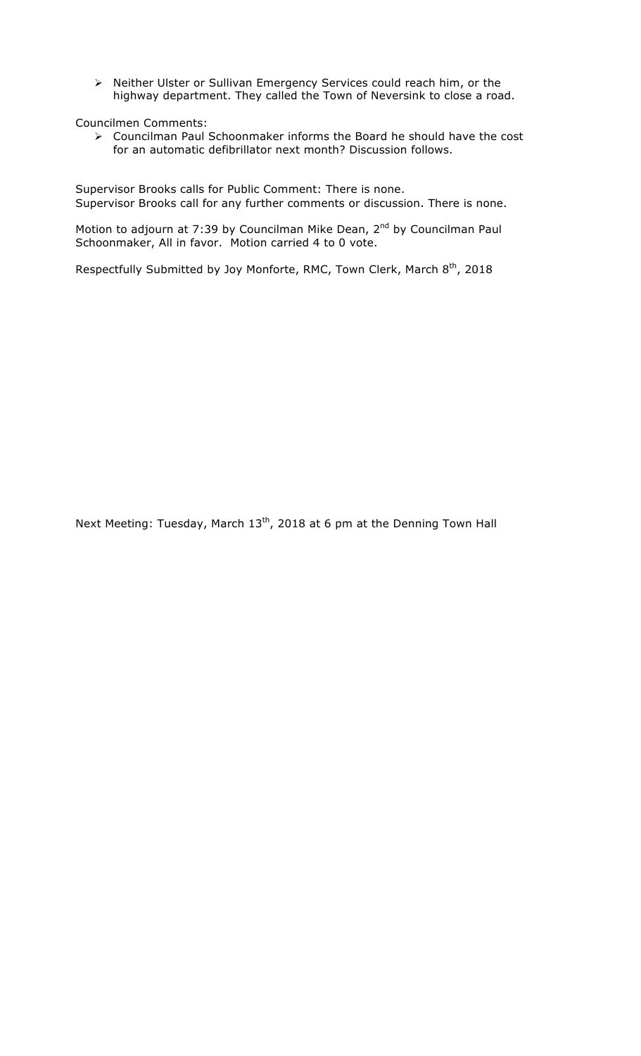- Neither Ulster or Sullivan Emergency Services could reach him, or the highway department. They called the Town of Neversink to close a road.

Councilmen Comments:

- Councilman Paul Schoonmaker informs the Board he should have the cost for an automatic defibrillator next month? Discussion follows.

Supervisor Brooks calls for Public Comment: There is none.
Supervisor Brooks call for any further comments or discussion. There is none.

Motion to adjourn at 7:39 by Councilman Mike Dean, 2nd by Councilman Paul Schoonmaker, All in favor. Motion carried 4 to 0 vote.

Respectfully Submitted by Joy Monforte, RMC, Town Clerk, March 8th, 2018

Next Meeting: Tuesday, March 13th, 2018 at 6 pm at the Denning Town Hall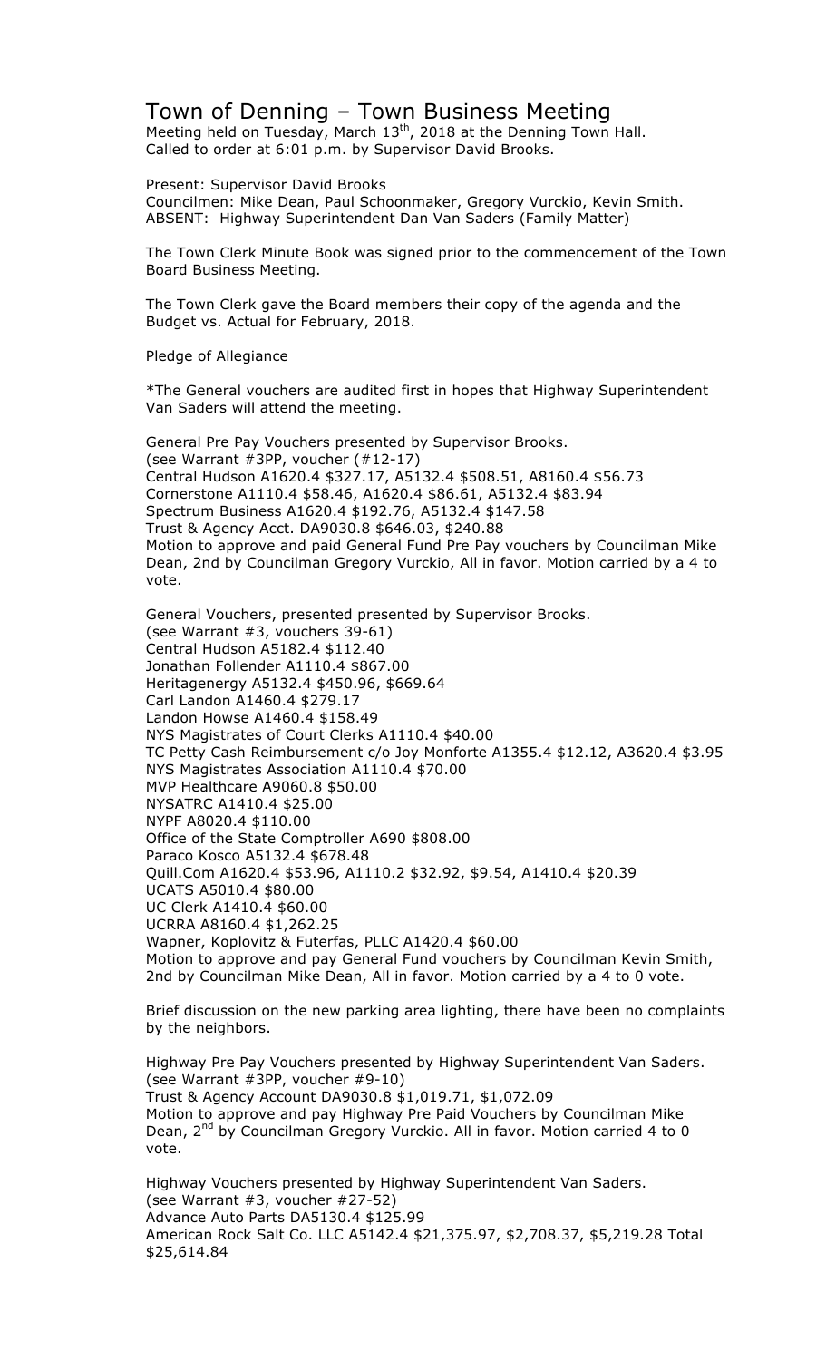# Town of Denning – Town Business Meeting

Meeting held on Tuesday, March 13th, 2018 at the Denning Town Hall.
Called to order at 6:01 p.m. by Supervisor David Brooks.

Present: Supervisor David Brooks
Councilmen: Mike Dean, Paul Schoonmaker, Gregory Vurckio, Kevin Smith.
ABSENT: Highway Superintendent Dan Van Saders (Family Matter)

The Town Clerk Minute Book was signed prior to the commencement of the Town Board Business Meeting.

The Town Clerk gave the Board members their copy of the agenda and the Budget vs. Actual for February, 2018.

Pledge of Allegiance

*The General vouchers are audited first in hopes that Highway Superintendent Van Saders will attend the meeting.

General Pre Pay Vouchers presented by Supervisor Brooks.
(see Warrant #3PP, voucher (#12-17)
Central Hudson A1620.4 $327.17, A5132.4 $508.51, A8160.4 $56.73
Cornerstone A1110.4 $58.46, A1620.4 $86.61, A5132.4 $83.94
Spectrum Business A1620.4 $192.76, A5132.4 $147.58
Trust & Agency Acct. DA9030.8 $646.03, $240.88
Motion to approve and paid General Fund Pre Pay vouchers by Councilman Mike Dean, 2nd by Councilman Gregory Vurckio, All in favor. Motion carried by a 4 to vote.

General Vouchers, presented presented by Supervisor Brooks.
(see Warrant #3, vouchers 39-61)
Central Hudson A5182.4 $112.40
Jonathan Follender A1110.4 $867.00
Heritagenergy A5132.4 $450.96, $669.64
Carl Landon A1460.4 $279.17
Landon Howse A1460.4 $158.49
NYS Magistrates of Court Clerks A1110.4 $40.00
TC Petty Cash Reimbursement c/o Joy Monforte A1355.4 $12.12, A3620.4 $3.95
NYS Magistrates Association A1110.4 $70.00
MVP Healthcare A9060.8 $50.00
NYSATRC A1410.4 $25.00
NYPF A8020.4 $110.00
Office of the State Comptroller A690 $808.00
Paraco Kosco A5132.4 $678.48
Quill.Com A1620.4 $53.96, A1110.2 $32.92, $9.54, A1410.4 $20.39
UCATS A5010.4 $80.00
UC Clerk A1410.4 $60.00
UCRRA A8160.4 $1,262.25
Wapner, Koplovitz & Futerfas, PLLC A1420.4 $60.00
Motion to approve and pay General Fund vouchers by Councilman Kevin Smith, 2nd by Councilman Mike Dean, All in favor. Motion carried by a 4 to 0 vote.

Brief discussion on the new parking area lighting, there have been no complaints by the neighbors.

Highway Pre Pay Vouchers presented by Highway Superintendent Van Saders.
(see Warrant #3PP, voucher #9-10)
Trust & Agency Account DA9030.8 $1,019.71, $1,072.09
Motion to approve and pay Highway Pre Paid Vouchers by Councilman Mike Dean, 2nd by Councilman Gregory Vurckio. All in favor. Motion carried 4 to 0 vote.

Highway Vouchers presented by Highway Superintendent Van Saders.
(see Warrant #3, voucher #27-52)
Advance Auto Parts DA5130.4 $125.99
American Rock Salt Co. LLC A5142.4 $21,375.97, $2,708.37, $5,219.28 Total $25,614.84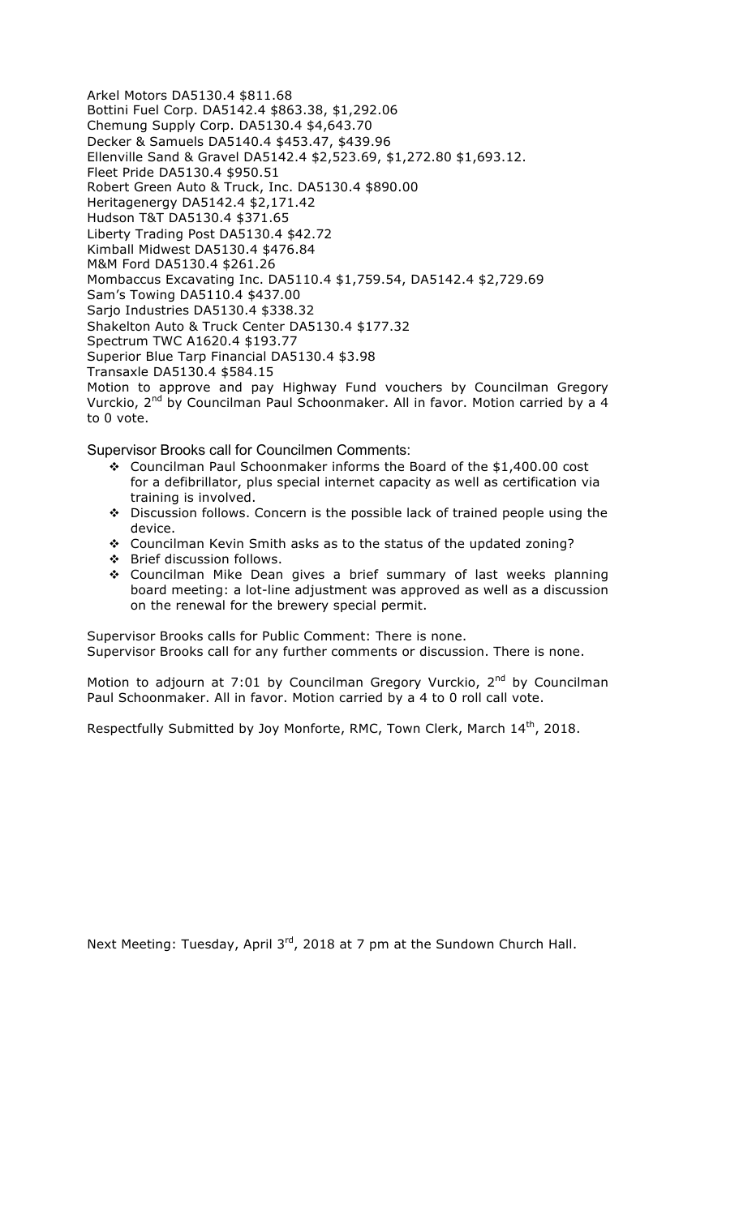Arkel Motors DA5130.4 $811.68
Bottini Fuel Corp. DA5142.4 $863.38, $1,292.06
Chemung Supply Corp. DA5130.4 $4,643.70
Decker & Samuels DA5140.4 $453.47, $439.96
Ellenville Sand & Gravel DA5142.4 $2,523.69, $1,272.80 $1,693.12.
Fleet Pride DA5130.4 $950.51
Robert Green Auto & Truck, Inc. DA5130.4 $890.00
Heritagenergy DA5142.4 $2,171.42
Hudson T&T DA5130.4 $371.65
Liberty Trading Post DA5130.4 $42.72
Kimball Midwest DA5130.4 $476.84
M&M Ford DA5130.4 $261.26
Mombaccus Excavating Inc. DA5110.4 $1,759.54, DA5142.4 $2,729.69
Sam's Towing DA5110.4 $437.00
Sarjo Industries DA5130.4 $338.32
Shakelton Auto & Truck Center DA5130.4 $177.32
Spectrum TWC A1620.4 $193.77
Superior Blue Tarp Financial DA5130.4 $3.98
Transaxle DA5130.4 $584.15
Motion to approve and pay Highway Fund vouchers by Councilman Gregory Vurckio, 2nd by Councilman Paul Schoonmaker. All in favor. Motion carried by a 4 to 0 vote.

Supervisor Brooks call for Councilmen Comments:

- Councilman Paul Schoonmaker informs the Board of the $1,400.00 cost for a defibrillator, plus special internet capacity as well as certification via training is involved.
- Discussion follows. Concern is the possible lack of trained people using the device.
- Councilman Kevin Smith asks as to the status of the updated zoning?
- Brief discussion follows.
- Councilman Mike Dean gives a brief summary of last weeks planning board meeting: a lot-line adjustment was approved as well as a discussion on the renewal for the brewery special permit.

Supervisor Brooks calls for Public Comment: There is none.
Supervisor Brooks call for any further comments or discussion. There is none.

Motion to adjourn at 7:01 by Councilman Gregory Vurckio, 2nd by Councilman Paul Schoonmaker. All in favor. Motion carried by a 4 to 0 roll call vote.

Respectfully Submitted by Joy Monforte, RMC, Town Clerk, March 14th, 2018.

Next Meeting: Tuesday, April 3rd, 2018 at 7 pm at the Sundown Church Hall.